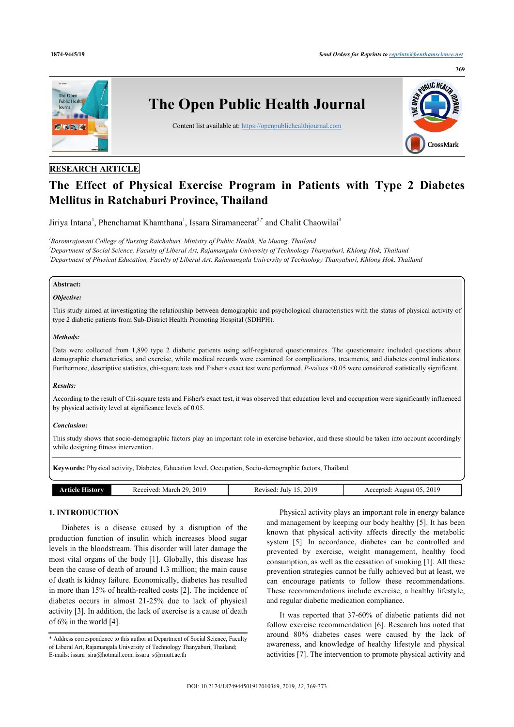RESEARCH ARTICLE

# The Effect of Physical Exercise Program in Patients with Type 2 Diabetes Mellitus in Ratchaburi Province, Thailand

Jiriya Intana[1], Phenchamat Khamthana[1], Issara Siramaneerat[2,*] and Chalit Chaowilai[3]

[1]Boromrajonani College of Nursing Ratchaburi, Ministry of Public Health, Na Muang, Thailand
[2]Department of Social Science, Faculty of Liberal Art, Rajamangala University of Technology Thanyaburi, Khlong Hok, Thailand
[3]Department of Physical Education, Faculty of Liberal Art, Rajamangala University of Technology Thanyaburi, Khlong Hok, Thailand

**Abstract:**

***Objective:***

This study aimed at investigating the relationship between demographic and psychological characteristics with the status of physical activity of type 2 diabetic patients from Sub-District Health Promoting Hospital (SDHPH).

***Methods:***

Data were collected from 1,890 type 2 diabetic patients using self-registered questionnaires. The questionnaire included questions about demographic characteristics, and exercise, while medical records were examined for complications, treatments, and diabetes control indicators. Furthermore, descriptive statistics, chi-square tests and Fisher's exact test were performed. *P*-values <0.05 were considered statistically significant.

***Results:***

According to the result of Chi-square tests and Fisher's exact test, it was observed that education level and occupation were significantly influenced by physical activity level at significance levels of 0.05.

***Conclusion:***

This study shows that socio-demographic factors play an important role in exercise behavior, and these should be taken into account accordingly while designing fitness intervention.

**Keywords:** Physical activity, Diabetes, Education level, Occupation, Socio-demographic factors, Thailand.

| Article History | Received: March 29, 2019 | Revised: July 15, 2019 | Accepted: August 05, 2019 |
|---|---|---|---|

## 1. INTRODUCTION

Diabetes is a disease caused by a disruption of the production function of insulin which increases blood sugar levels in the bloodstream. This disorder will later damage the most vital organs of the body [1]. Globally, this disease has been the cause of death of around 1.3 million; the main cause of death is kidney failure. Economically, diabetes has resulted in more than 15% of health-realted costs [2]. The incidence of diabetes occurs in almost 21-25% due to lack of physical activity [3]. In addition, the lack of exercise is a cause of death of 6% in the world [4].

Physical activity plays an important role in energy balance and management by keeping our body healthy [5]. It has been known that physical activity affects directly the metabolic system [5]. In accordance, diabetes can be controlled and prevented by exercise, weight management, healthy food consumption, as well as the cessation of smoking [1]. All these prevention strategies cannot be fully achieved but at least, we can encourage patients to follow these recommendations. These recommendations include exercise, a healthy lifestyle, and regular diabetic medication compliance.

It was reported that 37-60% of diabetic patients did not follow exercise recommendation [6]. Research has noted that around 80% diabetes cases were caused by the lack of awareness, and knowledge of healthy lifestyle and physical activities [7]. The intervention to promote physical activity and

* Address correspondence to this author at Department of Social Science, Faculty of Liberal Art, Rajamangala University of Technology Thanyaburi, Thailand; E-mails: issara_sira@hotmail.com, issara_s@rmutt.ac.th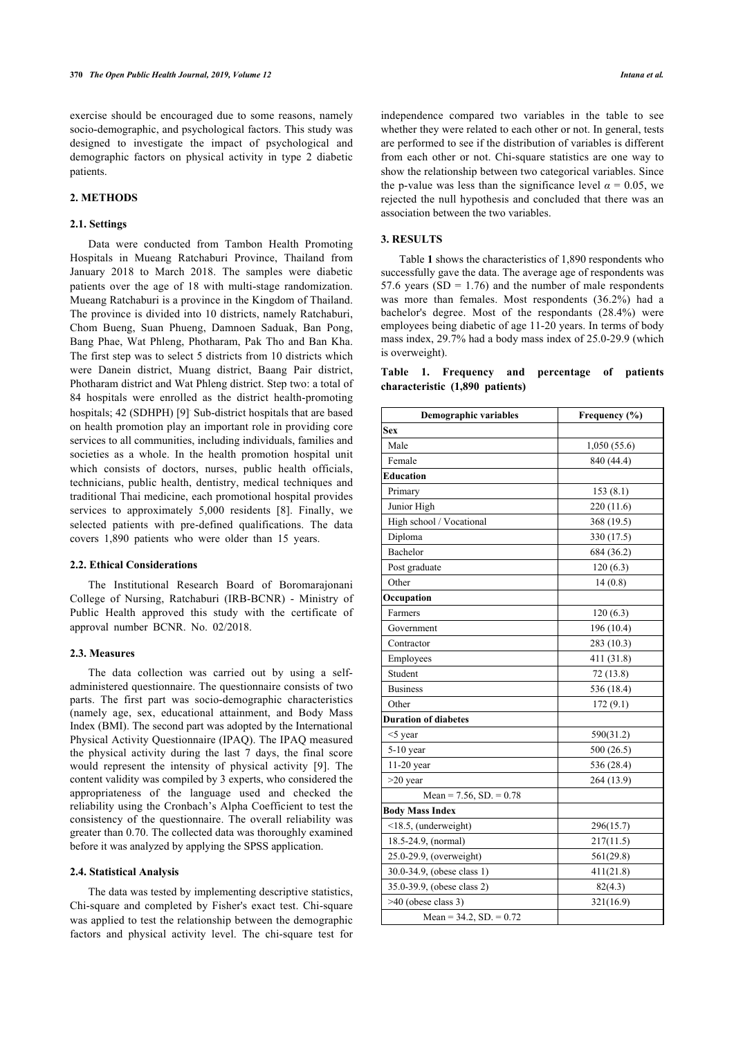exercise should be encouraged due to some reasons, namely socio-demographic, and psychological factors. This study was designed to investigate the impact of psychological and demographic factors on physical activity in type 2 diabetic patients.

## 2. METHODS

### 2.1. Settings

Data were conducted from Tambon Health Promoting Hospitals in Mueang Ratchaburi Province, Thailand from January 2018 to March 2018. The samples were diabetic patients over the age of 18 with multi-stage randomization. Mueang Ratchaburi is a province in the Kingdom of Thailand. The province is divided into 10 districts, namely Ratchaburi, Chom Bueng, Suan Phueng, Damnoen Saduak, Ban Pong, Bang Phae, Wat Phleng, Photharam, Pak Tho and Ban Kha. The first step was to select 5 districts from 10 districts which were Danein district, Muang district, Baang Pair district, Photharam district and Wat Phleng district. Step two: a total of 84 hospitals were enrolled as the district health-promoting hospitals; 42 (SDHPH) [9] Sub-district hospitals that are based on health promotion play an important role in providing core services to all communities, including individuals, families and societies as a whole. In the health promotion hospital unit which consists of doctors, nurses, public health officials, technicians, public health, dentistry, medical techniques and traditional Thai medicine, each promotional hospital provides services to approximately 5,000 residents [8]. Finally, we selected patients with pre-defined qualifications. The data covers 1,890 patients who were older than 15 years.

### 2.2. Ethical Considerations

The Institutional Research Board of Boromarajonani College of Nursing, Ratchaburi (IRB-BCNR) - Ministry of Public Health approved this study with the certificate of approval number BCNR. No. 02/2018.

### 2.3. Measures

The data collection was carried out by using a self-administered questionnaire. The questionnaire consists of two parts. The first part was socio-demographic characteristics (namely age, sex, educational attainment, and Body Mass Index (BMI). The second part was adopted by the International Physical Activity Questionnaire (IPAQ). The IPAQ measured the physical activity during the last 7 days, the final score would represent the intensity of physical activity [9]. The content validity was compiled by 3 experts, who considered the appropriateness of the language used and checked the reliability using the Cronbach's Alpha Coefficient to test the consistency of the questionnaire. The overall reliability was greater than 0.70. The collected data was thoroughly examined before it was analyzed by applying the SPSS application.

### 2.4. Statistical Analysis

The data was tested by implementing descriptive statistics, Chi-square and completed by Fisher's exact test. Chi-square was applied to test the relationship between the demographic factors and physical activity level. The chi-square test for independence compared two variables in the table to see whether they were related to each other or not. In general, tests are performed to see if the distribution of variables is different from each other or not. Chi-square statistics are one way to show the relationship between two categorical variables. Since the p-value was less than the significance level $\alpha = 0.05$, we rejected the null hypothesis and concluded that there was an association between the two variables.

## 3. RESULTS

Table **1** shows the characteristics of 1,890 respondents who successfully gave the data. The average age of respondents was 57.6 years (SD = 1.76) and the number of male respondents was more than females. Most respondents (36.2%) had a bachelor's degree. Most of the respondants (28.4%) were employees being diabetic of age 11-20 years. In terms of body mass index, 29.7% had a body mass index of 25.0-29.9 (which is overweight).

**Table 1. Frequency and percentage of patients characteristic (1,890 patients)**

| Demographic variables | Frequency (%) |
|---|---|
| **Sex** | |
| Male | 1,050 (55.6) |
| Female | 840 (44.4) |
| **Education** | |
| Primary | 153 (8.1) |
| Junior High | 220 (11.6) |
| High school / Vocational | 368 (19.5) |
| Diploma | 330 (17.5) |
| Bachelor | 684 (36.2) |
| Post graduate | 120 (6.3) |
| Other | 14 (0.8) |
| **Occupation** | |
| Farmers | 120 (6.3) |
| Government | 196 (10.4) |
| Contractor | 283 (10.3) |
| Employees | 411 (31.8) |
| Student | 72 (13.8) |
| Business | 536 (18.4) |
| Other | 172 (9.1) |
| **Duration of diabetes** | |
| <5 year | 590(31.2) |
| 5-10 year | 500 (26.5) |
| 11-20 year | 536 (28.4) |
| >20 year | 264 (13.9) |
| Mean = 7.56, SD. = 0.78 | |
| **Body Mass Index** | |
| <18.5, (underweight) | 296(15.7) |
| 18.5-24.9, (normal) | 217(11.5) |
| 25.0-29.9, (overweight) | 561(29.8) |
| 30.0-34.9, (obese class 1) | 411(21.8) |
| 35.0-39.9, (obese class 2) | 82(4.3) |
| >40 (obese class 3) | 321(16.9) |
| Mean = 34.2, SD. = 0.72 | |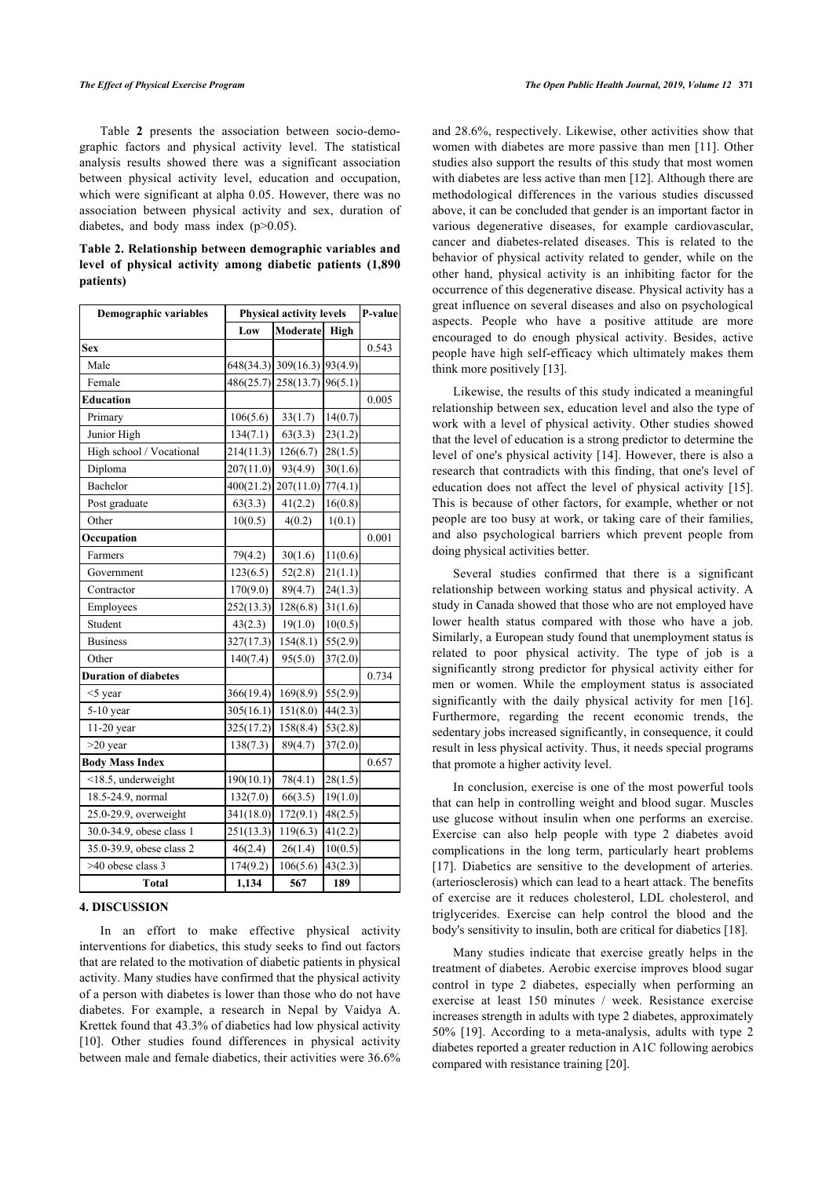Table **2** presents the association between socio-demographic factors and physical activity level. The statistical analysis results showed there was a significant association between physical activity level, education and occupation, which were significant at alpha 0.05. However, there was no association between physical activity and sex, duration of diabetes, and body mass index (p>0.05).

**Table 2. Relationship between demographic variables and level of physical activity among diabetic patients (1,890 patients)**

| Demographic variables | Physical activity levels | | | P-value |
|---|---|---|---|---|
| | Low | Moderate | High | |
| **Sex** | | | | 0.543 |
| Male | 648(34.3) | 309(16.3) | 93(4.9) | |
| Female | 486(25.7) | 258(13.7) | 96(5.1) | |
| **Education** | | | | 0.005 |
| Primary | 106(5.6) | 33(1.7) | 14(0.7) | |
| Junior High | 134(7.1) | 63(3.3) | 23(1.2) | |
| High school / Vocational | 214(11.3) | 126(6.7) | 28(1.5) | |
| Diploma | 207(11.0) | 93(4.9) | 30(1.6) | |
| Bachelor | 400(21.2) | 207(11.0) | 77(4.1) | |
| Post graduate | 63(3.3) | 41(2.2) | 16(0.8) | |
| Other | 10(0.5) | 4(0.2) | 1(0.1) | |
| **Occupation** | | | | 0.001 |
| Farmers | 79(4.2) | 30(1.6) | 11(0.6) | |
| Government | 123(6.5) | 52(2.8) | 21(1.1) | |
| Contractor | 170(9.0) | 89(4.7) | 24(1.3) | |
| Employees | 252(13.3) | 128(6.8) | 31(1.6) | |
| Student | 43(2.3) | 19(1.0) | 10(0.5) | |
| Business | 327(17.3) | 154(8.1) | 55(2.9) | |
| Other | 140(7.4) | 95(5.0) | 37(2.0) | |
| **Duration of diabetes** | | | | 0.734 |
| <5 year | 366(19.4) | 169(8.9) | 55(2.9) | |
| 5-10 year | 305(16.1) | 151(8.0) | 44(2.3) | |
| 11-20 year | 325(17.2) | 158(8.4) | 53(2.8) | |
| >20 year | 138(7.3) | 89(4.7) | 37(2.0) | |
| **Body Mass Index** | | | | 0.657 |
| <18.5, underweight | 190(10.1) | 78(4.1) | 28(1.5) | |
| 18.5-24.9, normal | 132(7.0) | 66(3.5) | 19(1.0) | |
| 25.0-29.9, overweight | 341(18.0) | 172(9.1) | 48(2.5) | |
| 30.0-34.9, obese class 1 | 251(13.3) | 119(6.3) | 41(2.2) | |
| 35.0-39.9, obese class 2 | 46(2.4) | 26(1.4) | 10(0.5) | |
| >40 obese class 3 | 174(9.2) | 106(5.6) | 43(2.3) | |
| **Total** | **1,134** | **567** | **189** | |

## 4. DISCUSSION

In an effort to make effective physical activity interventions for diabetics, this study seeks to find out factors that are related to the motivation of diabetic patients in physical activity. Many studies have confirmed that the physical activity of a person with diabetes is lower than those who do not have diabetes. For example, a research in Nepal by Vaidya A. Krettek found that 43.3% of diabetics had low physical activity [10]. Other studies found differences in physical activity between male and female diabetics, their activities were 36.6% and 28.6%, respectively. Likewise, other activities show that women with diabetes are more passive than men [11]. Other studies also support the results of this study that most women with diabetes are less active than men [12]. Although there are methodological differences in the various studies discussed above, it can be concluded that gender is an important factor in various degenerative diseases, for example cardiovascular, cancer and diabetes-related diseases. This is related to the behavior of physical activity related to gender, while on the other hand, physical activity is an inhibiting factor for the occurrence of this degenerative disease. Physical activity has a great influence on several diseases and also on psychological aspects. People who have a positive attitude are more encouraged to do enough physical activity. Besides, active people have high self-efficacy which ultimately makes them think more positively [13].

Likewise, the results of this study indicated a meaningful relationship between sex, education level and also the type of work with a level of physical activity. Other studies showed that the level of education is a strong predictor to determine the level of one's physical activity [14]. However, there is also a research that contradicts with this finding, that one's level of education does not affect the level of physical activity [15]. This is because of other factors, for example, whether or not people are too busy at work, or taking care of their families, and also psychological barriers which prevent people from doing physical activities better.

Several studies confirmed that there is a significant relationship between working status and physical activity. A study in Canada showed that those who are not employed have lower health status compared with those who have a job. Similarly, a European study found that unemployment status is related to poor physical activity. The type of job is a significantly strong predictor for physical activity either for men or women. While the employment status is associated significantly with the daily physical activity for men [16]. Furthermore, regarding the recent economic trends, the sedentary jobs increased significantly, in consequence, it could result in less physical activity. Thus, it needs special programs that promote a higher activity level.

In conclusion, exercise is one of the most powerful tools that can help in controlling weight and blood sugar. Muscles use glucose without insulin when one performs an exercise. Exercise can also help people with type 2 diabetes avoid complications in the long term, particularly heart problems [17]. Diabetics are sensitive to the development of arteries. (arteriosclerosis) which can lead to a heart attack. The benefits of exercise are it reduces cholesterol, LDL cholesterol, and triglycerides. Exercise can help control the blood and the body's sensitivity to insulin, both are critical for diabetics [18].

Many studies indicate that exercise greatly helps in the treatment of diabetes. Aerobic exercise improves blood sugar control in type 2 diabetes, especially when performing an exercise at least 150 minutes / week. Resistance exercise increases strength in adults with type 2 diabetes, approximately 50% [19]. According to a meta-analysis, adults with type 2 diabetes reported a greater reduction in A1C following aerobics compared with resistance training [20].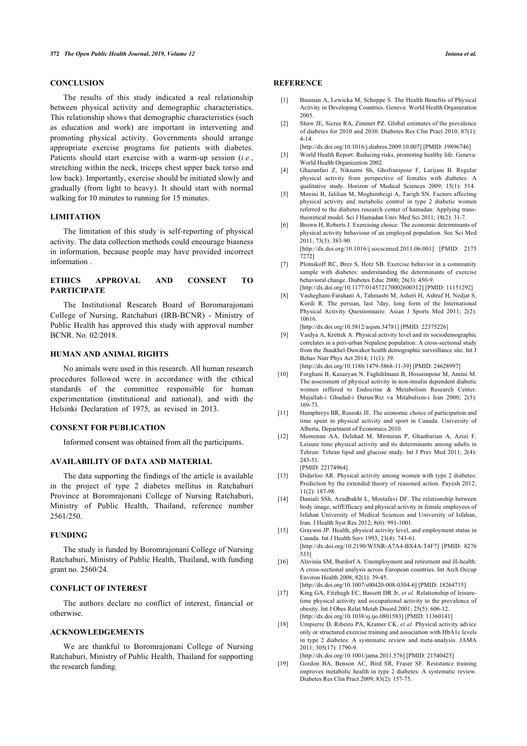## CONCLUSION

The results of this study indicated a real relationship between physical activity and demographic characteristics. This relationship shows that demographic characteristics (such as education and work) are important in intervening and promoting physical activity. Governments should arrange appropriate exercise programs for patients with diabetes. Patients should start exercise with a warm-up session (*i.e.*, stretching within the neck, triceps chest upper back torso and low back). Importantly, exercise should be initiated slowly and gradually (from light to heavy). It should start with normal walking for 10 minutes to running for 15 minutes.

## LIMITATION

The limitation of this study is self-reporting of physical activity. The data collection methods could encourage biasness in information, because people may have provided incorrect information .

## ETHICS APPROVAL AND CONSENT TO PARTICIPATE

The Institutional Research Board of Boromarajonani College of Nursing, Ratchaburi (IRB-BCNR) - Ministry of Public Health has approved this study with approval number BCNR. No. 02/2018.

## HUMAN AND ANIMAL RIGHTS

No animals were used in this research. All human research procedures followed were in accordance with the ethical standards of the committee responsible for human experimentation (institutional and national), and with the Helsinki Declaration of 1975, as revised in 2013.

## CONSENT FOR PUBLICATION

Informed consent was obtained from all the participants.

## AVAILABILITY OF DATA AND MATERIAL

The data supporting the findings of the article is available in the project of type 2 diabetes mellitus in Ratchaburi Province at Boromrajonani College of Nursing Ratchaburi, Ministry of Public Health, Thailand, reference number 2561/250.

## FUNDING

The study is funded by Boromrajonani College of Nursing Ratchaburi, Ministry of Public Health, Thailand, with funding grant no. 2560/24.

## CONFLICT OF INTEREST

The authors declare no conflict of interest, financial or otherwise.

## ACKNOWLEDGEMENTS

We are thankful to Boromrajonani College of Nursing Ratchaburi, Ministry of Public Health, Thailand for supporting the research funding.

## REFERENCE

[1] Bauman A, Lewicka M, Schoppe S. The Health Benefits of Physical Activity in Developing Countries. Geneva: World Health Organization 2005.

[2] Shaw JE, Sicree RA, Zimmet PZ. Global estimates of the prevalence of diabetes for 2010 and 2030. Diabetes Res Clin Pract 2010; 87(1): 4-14. [http://dx.doi.org/10.1016/j.diabres.2009.10.007] [PMID: 19896746]

[3] World Health Report: Reducing risks, promoting healthy life. Geneva: World Health Organization 2002.

[4] Ghazanfari Z, Niknami Sh, Ghofranipour F, Larijani B. Regular physical activity from perspective of females with diabetes: A qualitative study. Horizon of Medical Sciences 2009; 15(1): 514.

[5] Moeini B, Jalilian M, Moghimbeigi A, Tarigh SN. Factors affecting physical activity and metabolic control in type 2 diabetic women referred to the diabetes research center of hamadan: Applying trans-theoretical model. Sci J Hamadan Univ Med Sci 2011; 18(2): 31-7.

[6] Brown H, Roberts J. Exercising choice: The economic determinants of physical activity behaviour of an employed population. Soc Sci Med 2011; 73(3): 383-90. [http://dx.doi.org/10.1016/j.socscimed.2011.06.001] [PMID: 21757272]

[7] Plotnikoff RC, Brez S, Hotz SB. Exercise behavior in a community sample with diabetes: understanding the determinants of exercise behavioral change. Diabetes Educ 2000; 26(3): 450-9. [http://dx.doi.org/10.1177/014572170002600312] [PMID: 11151292]

[8] Vasheghani-Farahani A, Tahmasbi M, Asheri H, Ashraf H, Nedjat S, Kordi R. The persian, last 7day, long form of the International Physical Activity Questionnaire. Asian J Sports Med 2011; 2(2): 10616. [http://dx.doi.org/10.5812/asjsm.34781] [PMID: 22375226]

[9] Vaidya A, Krettek A. Physical activity level and its sociodemographic correlates in a peri-urban Nepalese population: A cross-sectional study from the Jhaukhel-Duwakot health demographic surveillance site. Int J Behav Nutr Phys Act 2014; 11(1): 39. [http://dx.doi.org/10.1186/1479-5868-11-39] [PMID: 24628997]

[10] Forghani B, Kasaeyan N. FaghihImani B, Hosseinpour M, Amini M. The assessment of physical activity in non-insulin dependent diabetic women reffered to Endocrine & Metabolism Research Center. Majallah-i Ghudad-i Darun/Riz va Mitabulism-i Iran 2000; 2(3): 169-73.

[11] Humphreys BR, Ruseski JE. The economic choice of participation and time spent in physical activity and sport in Canada. University of Alberta, Department of Economics 2010.

[12] Momenan AA, Delshad M, Mirmiran P, Ghanbarian A, Azizi F. Leisure time physical activity and its determinants among adults in Tehran: Tehran lipid and glucose study. Int J Prev Med 2011; 2(4): 243-51. [PMID: 22174964]

[13] Didarloo AR. Physical activity among women with type 2 diabetes: Prediction by the extended theory of reasoned action. Payesh 2012; 11(2): 187-98.

[14] Daniali SSh, Azadbakht L, Mostafavi DF. The relationship between body image, selfEfficacy and physical activity in female employees of Isfahan University of Medical Sciences and University of Isfahan, Iran. J Health Syst Res 2012; 8(6): 991-1001.

[15] Grayson JP. Health, physical activity level, and employment status in Canada. Int J Health Serv 1993; 23(4): 743-61. [http://dx.doi.org/10.2190/W5NR-A7A4-BX4A-T4F7] [PMID: 8276533]

[16] Alavinia SM, Burdorf A. Unemployment and retirement and ill-health: A cross-sectional analysis across European countries. Int Arch Occup Environ Health 2008; 82(1): 39-45. [http://dx.doi.org/10.1007/s00420-008-0304-6] [PMID: 18264715]

[17] King GA, Fitzhugh EC, Bassett DR Jr, *et al.* Relationship of leisure-time physical activity and occupational activity to the prevalence of obesity. Int J Obes Relat Metab Disord 2001; 25(5): 606-12. [http://dx.doi.org/10.1038/sj.ijo.0801583] [PMID: 11360141]

[18] Umpierre D, Ribeiro PA, Kramer CK, *et al.* Physical activity advice only or structured exercise training and association with HbA1c levels in type 2 diabetes: A systematic review and meta-analysis. JAMA 2011; 305(17): 1790-9. [http://dx.doi.org/10.1001/jama.2011.576] [PMID: 21540423]

[19] Gordon BA, Benson AC, Bird SR, Fraser SF. Resistance training improves metabolic health in type 2 diabetes: A systematic review. Diabetes Res Clin Pract 2009; 83(2): 157-75.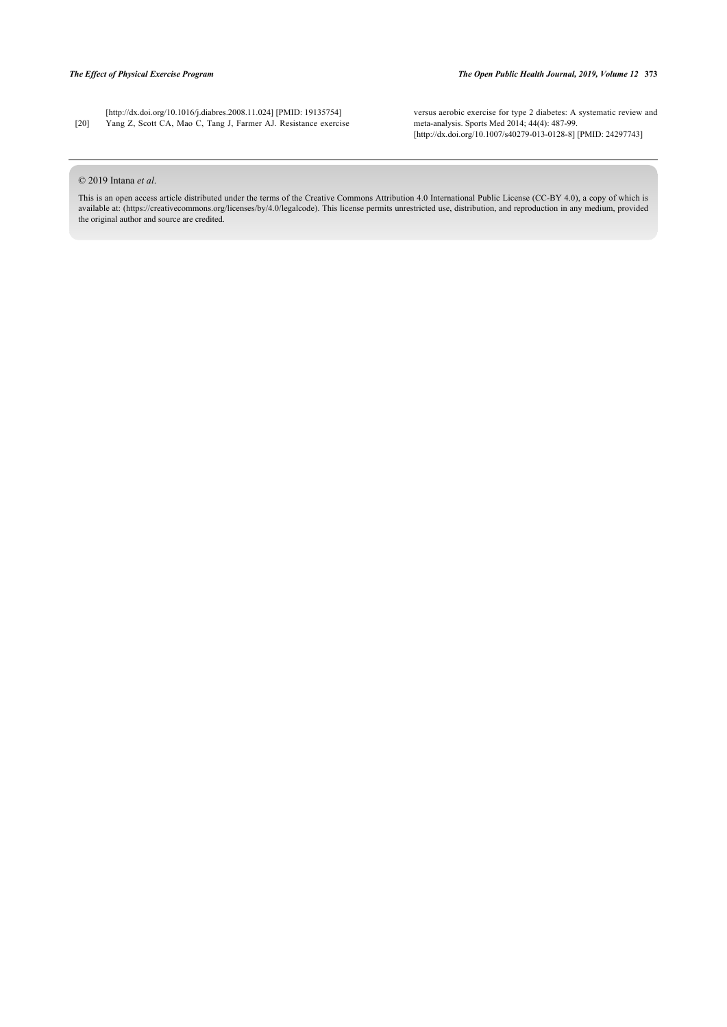[http://dx.doi.org/10.1016/j.diabres.2008.11.024] [PMID: 19135754]

[20] Yang Z, Scott CA, Mao C, Tang J, Farmer AJ. Resistance exercise versus aerobic exercise for type 2 diabetes: A systematic review and meta-analysis. Sports Med 2014; 44(4): 487-99. [http://dx.doi.org/10.1007/s40279-013-0128-8] [PMID: 24297743]

© 2019 Intana *et al*.

This is an open access article distributed under the terms of the Creative Commons Attribution 4.0 International Public License (CC-BY 4.0), a copy of which is available at: (https://creativecommons.org/licenses/by/4.0/legalcode). This license permits unrestricted use, distribution, and reproduction in any medium, provided the original author and source are credited.